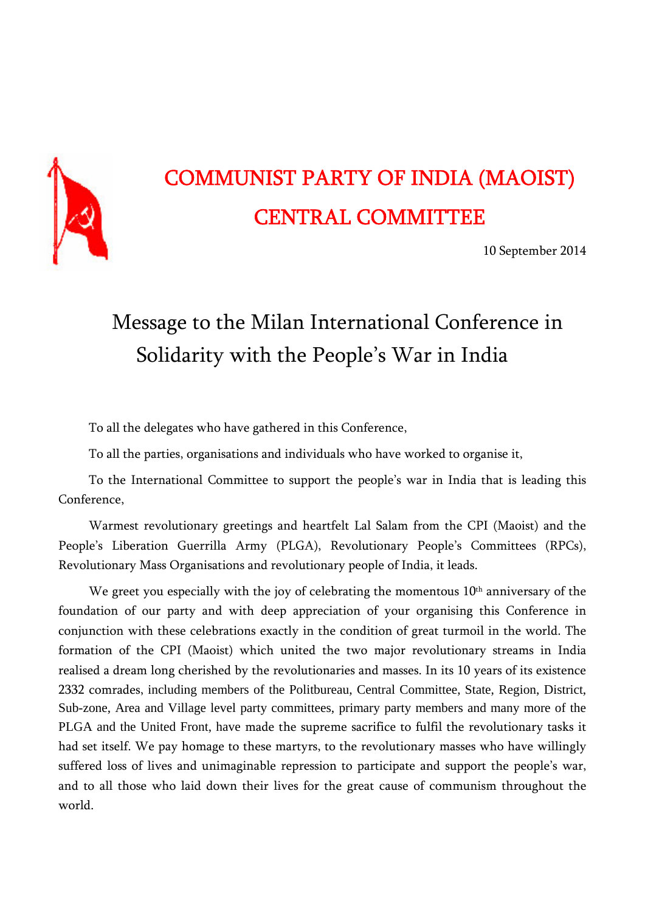# COMMUNIST PARTY OF INDIA (MAOIST)
# CENTRAL COMMITTEE

10 September 2014

## Message to the Milan International Conference in Solidarity with the People's War in India

To all the delegates who have gathered in this Conference,

To all the parties, organisations and individuals who have worked to organise it,

To the International Committee to support the people's war in India that is leading this Conference,

Warmest revolutionary greetings and heartfelt Lal Salam from the CPI (Maoist) and the People's Liberation Guerrilla Army (PLGA), Revolutionary People's Committees (RPCs), Revolutionary Mass Organisations and revolutionary people of India, it leads.

We greet you especially with the joy of celebrating the momentous 10th anniversary of the foundation of our party and with deep appreciation of your organising this Conference in conjunction with these celebrations exactly in the condition of great turmoil in the world. The formation of the CPI (Maoist) which united the two major revolutionary streams in India realised a dream long cherished by the revolutionaries and masses. In its 10 years of its existence 2332 comrades, including members of the Politbureau, Central Committee, State, Region, District, Sub-zone, Area and Village level party committees, primary party members and many more of the PLGA and the United Front, have made the supreme sacrifice to fulfil the revolutionary tasks it had set itself. We pay homage to these martyrs, to the revolutionary masses who have willingly suffered loss of lives and unimaginable repression to participate and support the people's war, and to all those who laid down their lives for the great cause of communism throughout the world.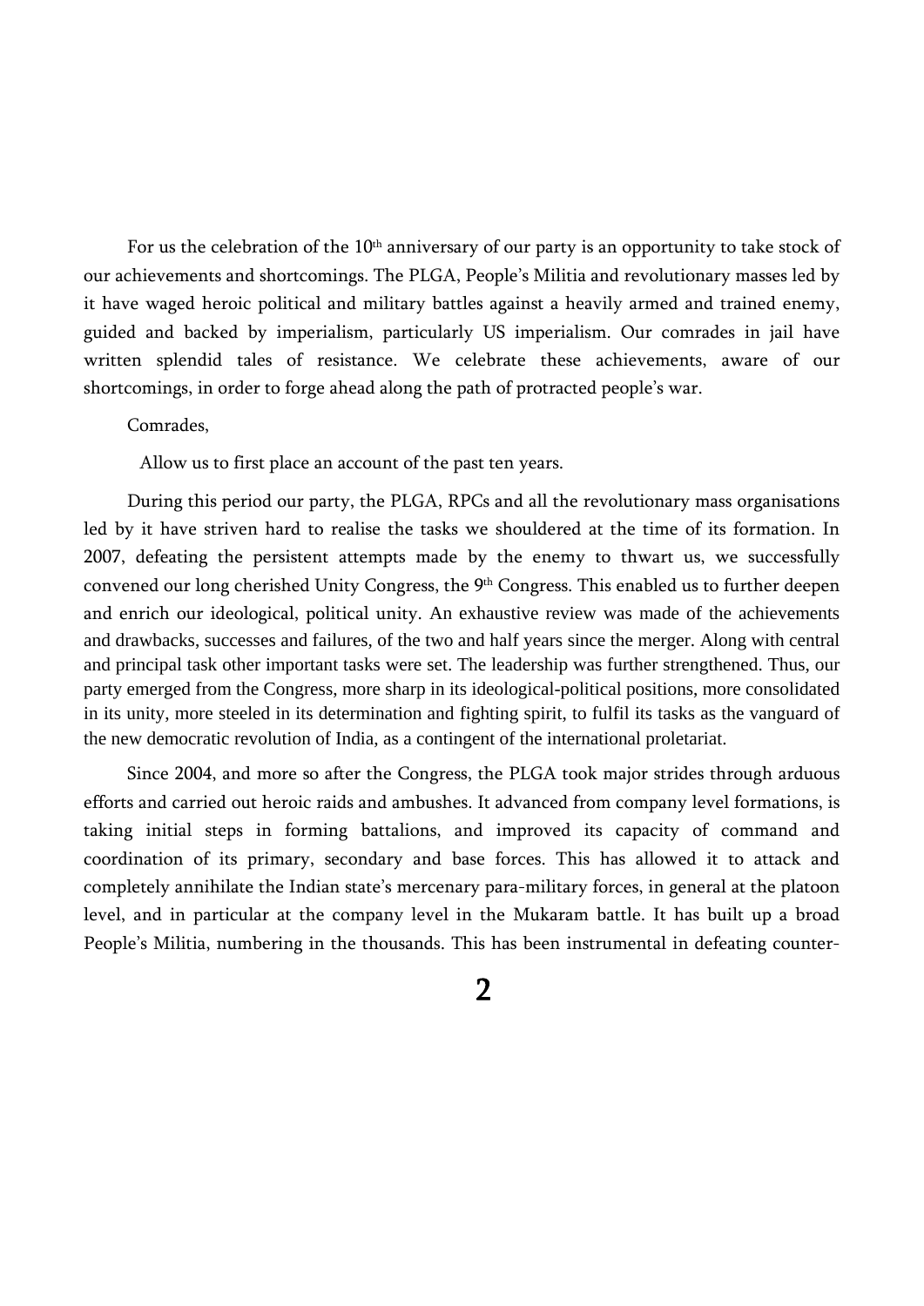For us the celebration of the 10th anniversary of our party is an opportunity to take stock of our achievements and shortcomings. The PLGA, People's Militia and revolutionary masses led by it have waged heroic political and military battles against a heavily armed and trained enemy, guided and backed by imperialism, particularly US imperialism. Our comrades in jail have written splendid tales of resistance. We celebrate these achievements, aware of our shortcomings, in order to forge ahead along the path of protracted people's war.

Comrades,

Allow us to first place an account of the past ten years.

During this period our party, the PLGA, RPCs and all the revolutionary mass organisations led by it have striven hard to realise the tasks we shouldered at the time of its formation. In 2007, defeating the persistent attempts made by the enemy to thwart us, we successfully convened our long cherished Unity Congress, the 9th Congress. This enabled us to further deepen and enrich our ideological, political unity. An exhaustive review was made of the achievements and drawbacks, successes and failures, of the two and half years since the merger. Along with central and principal task other important tasks were set. The leadership was further strengthened. Thus, our party emerged from the Congress, more sharp in its ideological-political positions, more consolidated in its unity, more steeled in its determination and fighting spirit, to fulfil its tasks as the vanguard of the new democratic revolution of India, as a contingent of the international proletariat.

Since 2004, and more so after the Congress, the PLGA took major strides through arduous efforts and carried out heroic raids and ambushes. It advanced from company level formations, is taking initial steps in forming battalions, and improved its capacity of command and coordination of its primary, secondary and base forces. This has allowed it to attack and completely annihilate the Indian state's mercenary para-military forces, in general at the platoon level, and in particular at the company level in the Mukaram battle. It has built up a broad People's Militia, numbering in the thousands. This has been instrumental in defeating counter-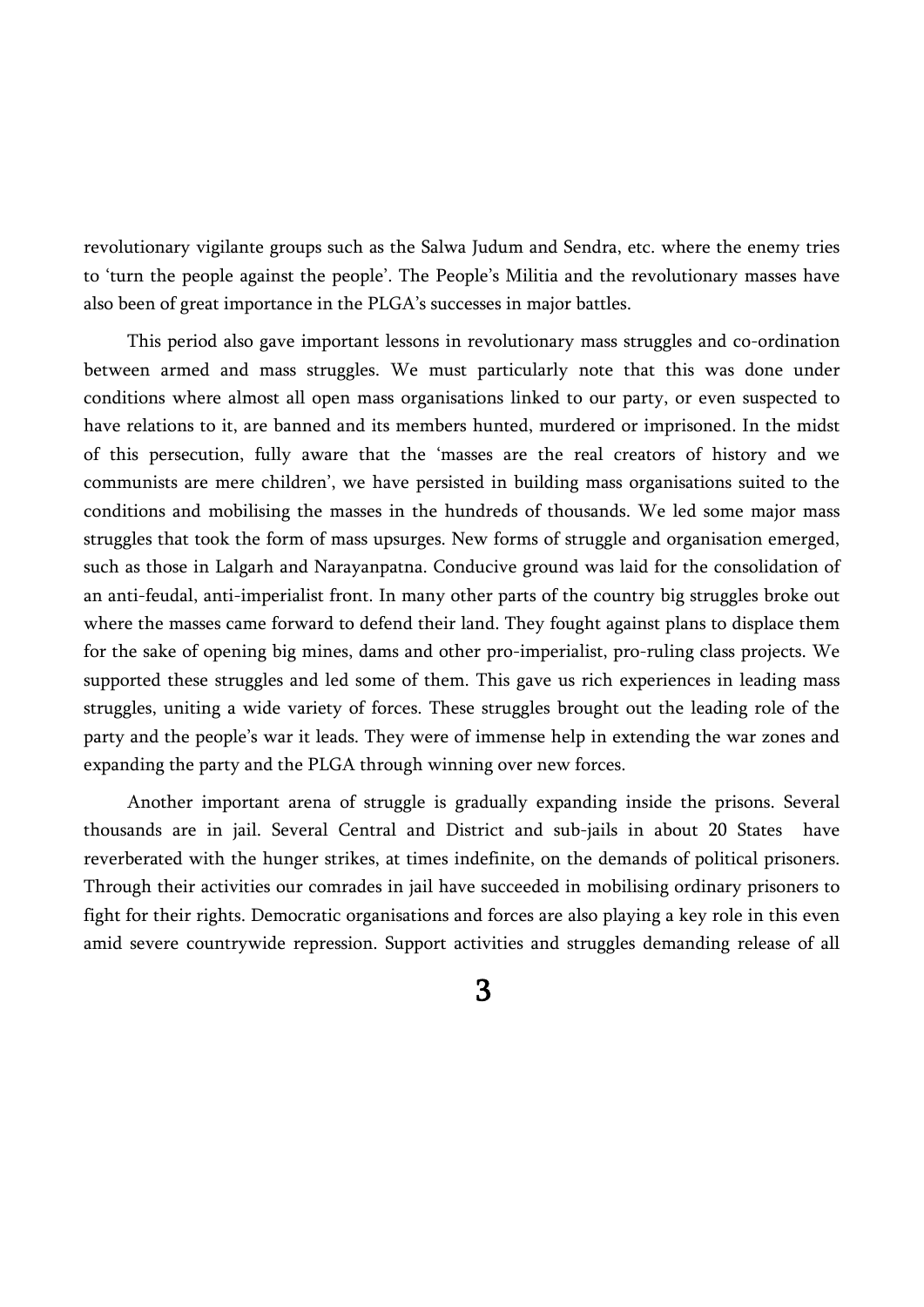revolutionary vigilante groups such as the Salwa Judum and Sendra, etc. where the enemy tries to 'turn the people against the people'. The People's Militia and the revolutionary masses have also been of great importance in the PLGA's successes in major battles.

This period also gave important lessons in revolutionary mass struggles and co-ordination between armed and mass struggles. We must particularly note that this was done under conditions where almost all open mass organisations linked to our party, or even suspected to have relations to it, are banned and its members hunted, murdered or imprisoned. In the midst of this persecution, fully aware that the 'masses are the real creators of history and we communists are mere children', we have persisted in building mass organisations suited to the conditions and mobilising the masses in the hundreds of thousands. We led some major mass struggles that took the form of mass upsurges. New forms of struggle and organisation emerged, such as those in Lalgarh and Narayanpatna. Conducive ground was laid for the consolidation of an anti-feudal, anti-imperialist front. In many other parts of the country big struggles broke out where the masses came forward to defend their land. They fought against plans to displace them for the sake of opening big mines, dams and other pro-imperialist, pro-ruling class projects. We supported these struggles and led some of them. This gave us rich experiences in leading mass struggles, uniting a wide variety of forces. These struggles brought out the leading role of the party and the people's war it leads. They were of immense help in extending the war zones and expanding the party and the PLGA through winning over new forces.

Another important arena of struggle is gradually expanding inside the prisons. Several thousands are in jail. Several Central and District and sub-jails in about 20 States have reverberated with the hunger strikes, at times indefinite, on the demands of political prisoners. Through their activities our comrades in jail have succeeded in mobilising ordinary prisoners to fight for their rights. Democratic organisations and forces are also playing a key role in this even amid severe countrywide repression. Support activities and struggles demanding release of all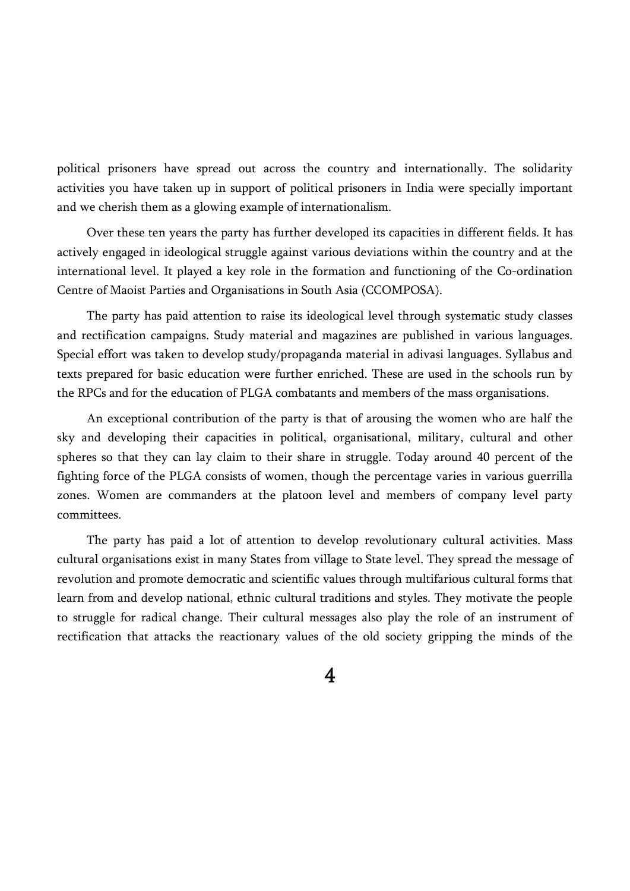political prisoners have spread out across the country and internationally. The solidarity activities you have taken up in support of political prisoners in India were specially important and we cherish them as a glowing example of internationalism.

Over these ten years the party has further developed its capacities in different fields. It has actively engaged in ideological struggle against various deviations within the country and at the international level. It played a key role in the formation and functioning of the Co-ordination Centre of Maoist Parties and Organisations in South Asia (CCOMPOSA).

The party has paid attention to raise its ideological level through systematic study classes and rectification campaigns. Study material and magazines are published in various languages. Special effort was taken to develop study/propaganda material in adivasi languages. Syllabus and texts prepared for basic education were further enriched. These are used in the schools run by the RPCs and for the education of PLGA combatants and members of the mass organisations.

An exceptional contribution of the party is that of arousing the women who are half the sky and developing their capacities in political, organisational, military, cultural and other spheres so that they can lay claim to their share in struggle. Today around 40 percent of the fighting force of the PLGA consists of women, though the percentage varies in various guerrilla zones. Women are commanders at the platoon level and members of company level party committees.

The party has paid a lot of attention to develop revolutionary cultural activities. Mass cultural organisations exist in many States from village to State level. They spread the message of revolution and promote democratic and scientific values through multifarious cultural forms that learn from and develop national, ethnic cultural traditions and styles. They motivate the people to struggle for radical change. Their cultural messages also play the role of an instrument of rectification that attacks the reactionary values of the old society gripping the minds of the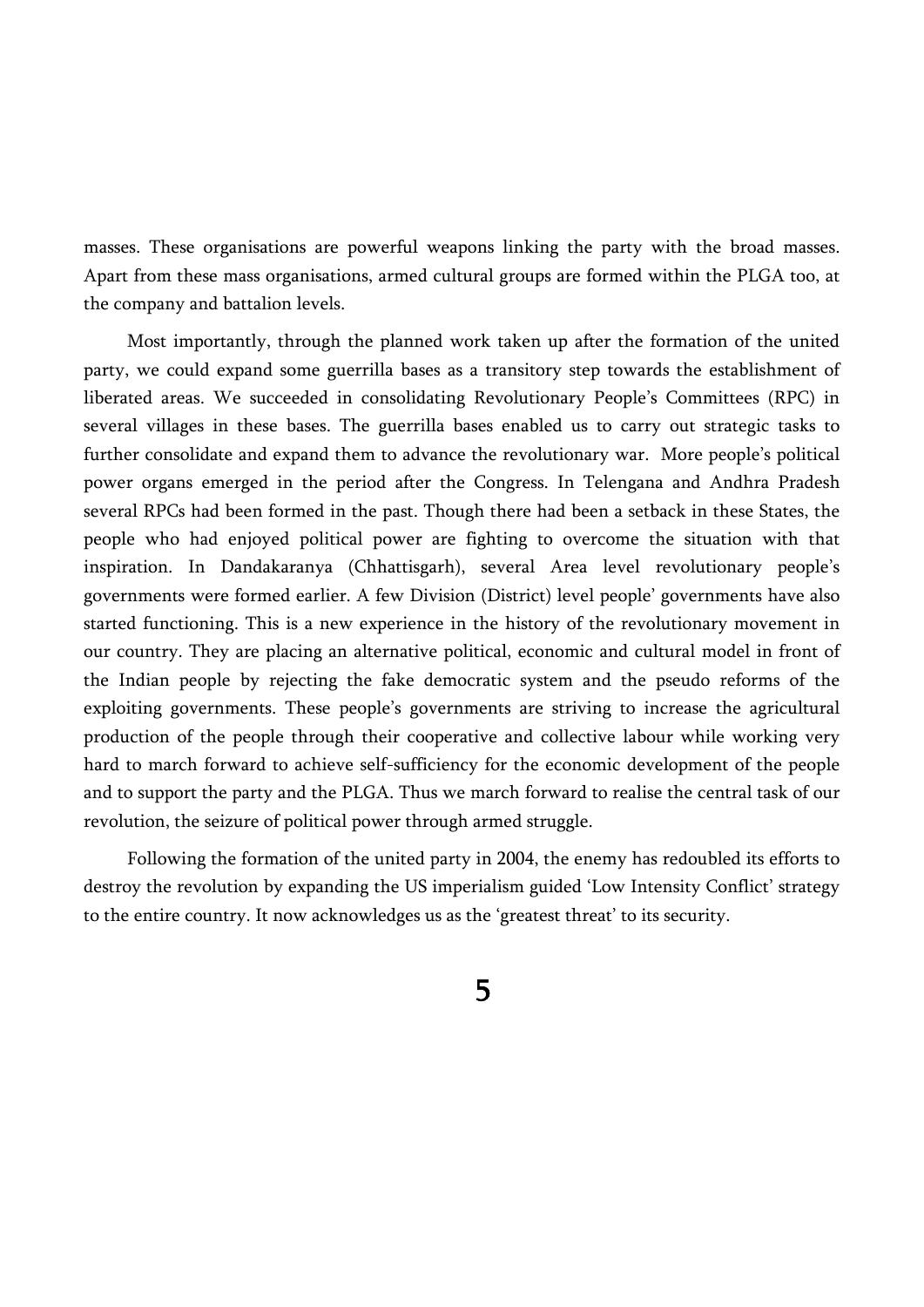masses. These organisations are powerful weapons linking the party with the broad masses. Apart from these mass organisations, armed cultural groups are formed within the PLGA too, at the company and battalion levels.

Most importantly, through the planned work taken up after the formation of the united party, we could expand some guerrilla bases as a transitory step towards the establishment of liberated areas. We succeeded in consolidating Revolutionary People's Committees (RPC) in several villages in these bases. The guerrilla bases enabled us to carry out strategic tasks to further consolidate and expand them to advance the revolutionary war. More people's political power organs emerged in the period after the Congress. In Telengana and Andhra Pradesh several RPCs had been formed in the past. Though there had been a setback in these States, the people who had enjoyed political power are fighting to overcome the situation with that inspiration. In Dandakaranya (Chhattisgarh), several Area level revolutionary people's governments were formed earlier. A few Division (District) level people' governments have also started functioning. This is a new experience in the history of the revolutionary movement in our country. They are placing an alternative political, economic and cultural model in front of the Indian people by rejecting the fake democratic system and the pseudo reforms of the exploiting governments. These people's governments are striving to increase the agricultural production of the people through their cooperative and collective labour while working very hard to march forward to achieve self-sufficiency for the economic development of the people and to support the party and the PLGA. Thus we march forward to realise the central task of our revolution, the seizure of political power through armed struggle.

Following the formation of the united party in 2004, the enemy has redoubled its efforts to destroy the revolution by expanding the US imperialism guided 'Low Intensity Conflict' strategy to the entire country. It now acknowledges us as the 'greatest threat' to its security.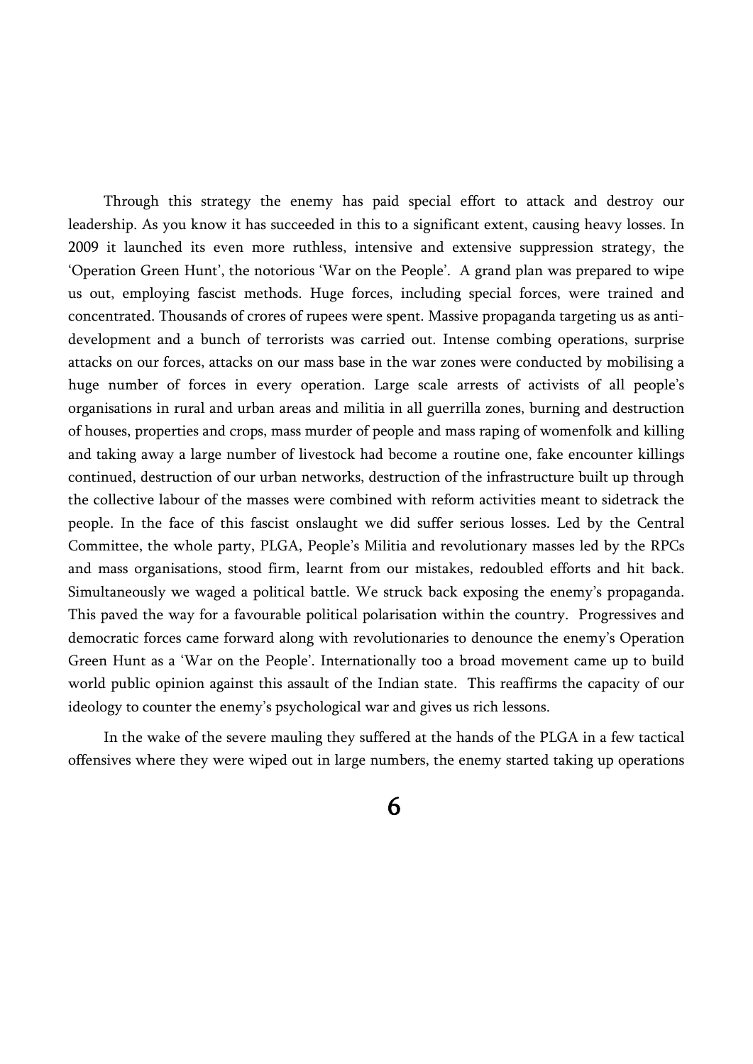Through this strategy the enemy has paid special effort to attack and destroy our leadership. As you know it has succeeded in this to a significant extent, causing heavy losses. In 2009 it launched its even more ruthless, intensive and extensive suppression strategy, the 'Operation Green Hunt', the notorious 'War on the People'. A grand plan was prepared to wipe us out, employing fascist methods. Huge forces, including special forces, were trained and concentrated. Thousands of crores of rupees were spent. Massive propaganda targeting us as anti-development and a bunch of terrorists was carried out. Intense combing operations, surprise attacks on our forces, attacks on our mass base in the war zones were conducted by mobilising a huge number of forces in every operation. Large scale arrests of activists of all people's organisations in rural and urban areas and militia in all guerrilla zones, burning and destruction of houses, properties and crops, mass murder of people and mass raping of womenfolk and killing and taking away a large number of livestock had become a routine one, fake encounter killings continued, destruction of our urban networks, destruction of the infrastructure built up through the collective labour of the masses were combined with reform activities meant to sidetrack the people. In the face of this fascist onslaught we did suffer serious losses. Led by the Central Committee, the whole party, PLGA, People's Militia and revolutionary masses led by the RPCs and mass organisations, stood firm, learnt from our mistakes, redoubled efforts and hit back. Simultaneously we waged a political battle. We struck back exposing the enemy's propaganda. This paved the way for a favourable political polarisation within the country. Progressives and democratic forces came forward along with revolutionaries to denounce the enemy's Operation Green Hunt as a 'War on the People'. Internationally too a broad movement came up to build world public opinion against this assault of the Indian state. This reaffirms the capacity of our ideology to counter the enemy's psychological war and gives us rich lessons.

In the wake of the severe mauling they suffered at the hands of the PLGA in a few tactical offensives where they were wiped out in large numbers, the enemy started taking up operations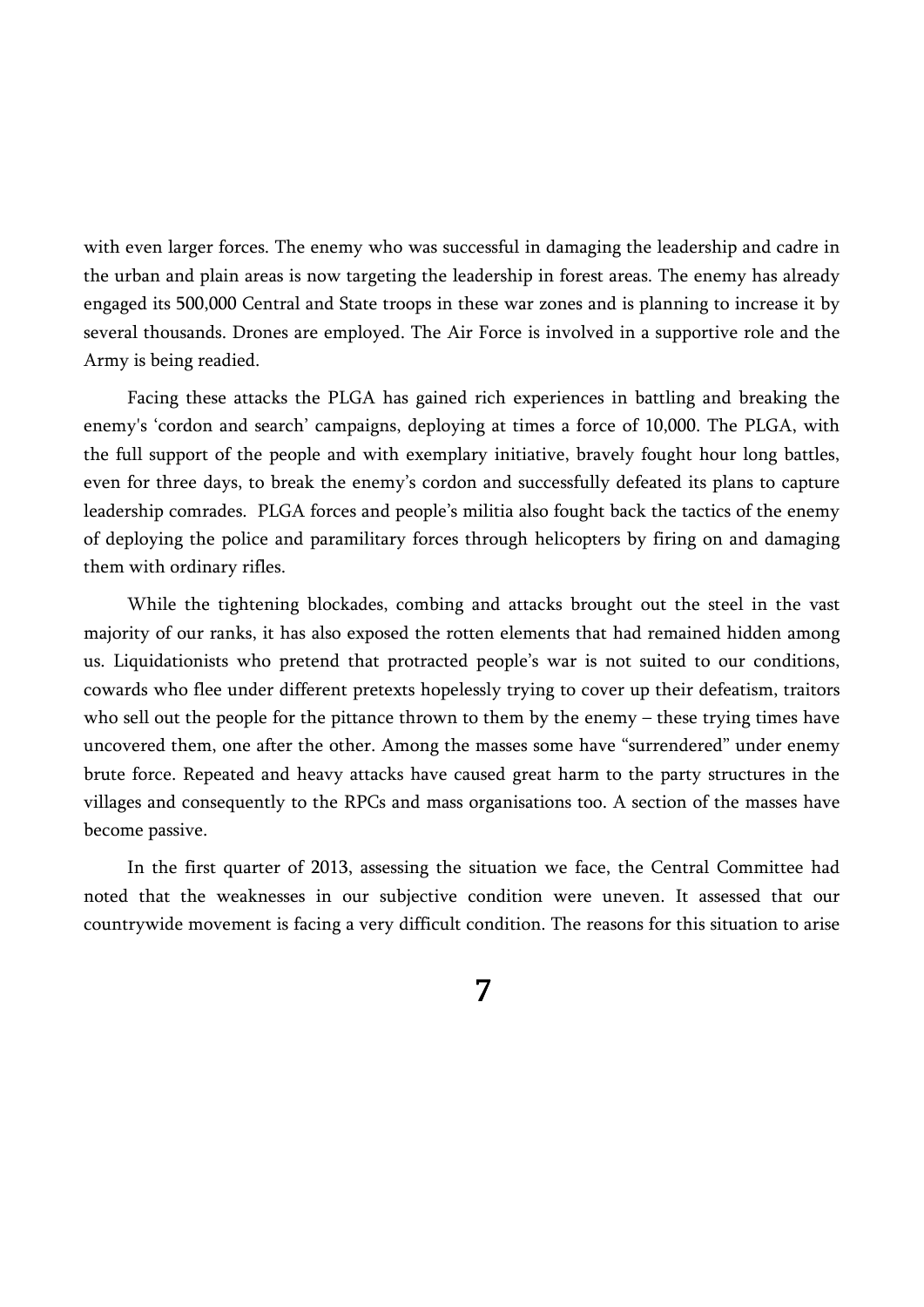with even larger forces. The enemy who was successful in damaging the leadership and cadre in the urban and plain areas is now targeting the leadership in forest areas. The enemy has already engaged its 500,000 Central and State troops in these war zones and is planning to increase it by several thousands. Drones are employed. The Air Force is involved in a supportive role and the Army is being readied.

Facing these attacks the PLGA has gained rich experiences in battling and breaking the enemy's 'cordon and search' campaigns, deploying at times a force of 10,000. The PLGA, with the full support of the people and with exemplary initiative, bravely fought hour long battles, even for three days, to break the enemy's cordon and successfully defeated its plans to capture leadership comrades. PLGA forces and people's militia also fought back the tactics of the enemy of deploying the police and paramilitary forces through helicopters by firing on and damaging them with ordinary rifles.

While the tightening blockades, combing and attacks brought out the steel in the vast majority of our ranks, it has also exposed the rotten elements that had remained hidden among us. Liquidationists who pretend that protracted people's war is not suited to our conditions, cowards who flee under different pretexts hopelessly trying to cover up their defeatism, traitors who sell out the people for the pittance thrown to them by the enemy – these trying times have uncovered them, one after the other. Among the masses some have "surrendered" under enemy brute force. Repeated and heavy attacks have caused great harm to the party structures in the villages and consequently to the RPCs and mass organisations too. A section of the masses have become passive.

In the first quarter of 2013, assessing the situation we face, the Central Committee had noted that the weaknesses in our subjective condition were uneven. It assessed that our countrywide movement is facing a very difficult condition. The reasons for this situation to arise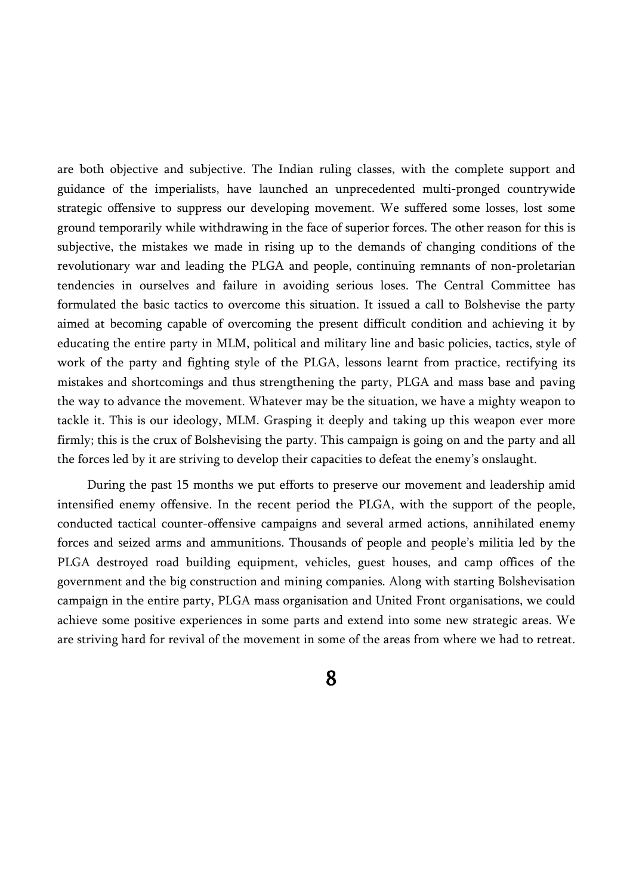are both objective and subjective. The Indian ruling classes, with the complete support and guidance of the imperialists, have launched an unprecedented multi-pronged countrywide strategic offensive to suppress our developing movement. We suffered some losses, lost some ground temporarily while withdrawing in the face of superior forces. The other reason for this is subjective, the mistakes we made in rising up to the demands of changing conditions of the revolutionary war and leading the PLGA and people, continuing remnants of non-proletarian tendencies in ourselves and failure in avoiding serious loses. The Central Committee has formulated the basic tactics to overcome this situation. It issued a call to Bolshevise the party aimed at becoming capable of overcoming the present difficult condition and achieving it by educating the entire party in MLM, political and military line and basic policies, tactics, style of work of the party and fighting style of the PLGA, lessons learnt from practice, rectifying its mistakes and shortcomings and thus strengthening the party, PLGA and mass base and paving the way to advance the movement. Whatever may be the situation, we have a mighty weapon to tackle it. This is our ideology, MLM. Grasping it deeply and taking up this weapon ever more firmly; this is the crux of Bolshevising the party. This campaign is going on and the party and all the forces led by it are striving to develop their capacities to defeat the enemy's onslaught.

During the past 15 months we put efforts to preserve our movement and leadership amid intensified enemy offensive. In the recent period the PLGA, with the support of the people, conducted tactical counter-offensive campaigns and several armed actions, annihilated enemy forces and seized arms and ammunitions. Thousands of people and people's militia led by the PLGA destroyed road building equipment, vehicles, guest houses, and camp offices of the government and the big construction and mining companies. Along with starting Bolshevisation campaign in the entire party, PLGA mass organisation and United Front organisations, we could achieve some positive experiences in some parts and extend into some new strategic areas. We are striving hard for revival of the movement in some of the areas from where we had to retreat.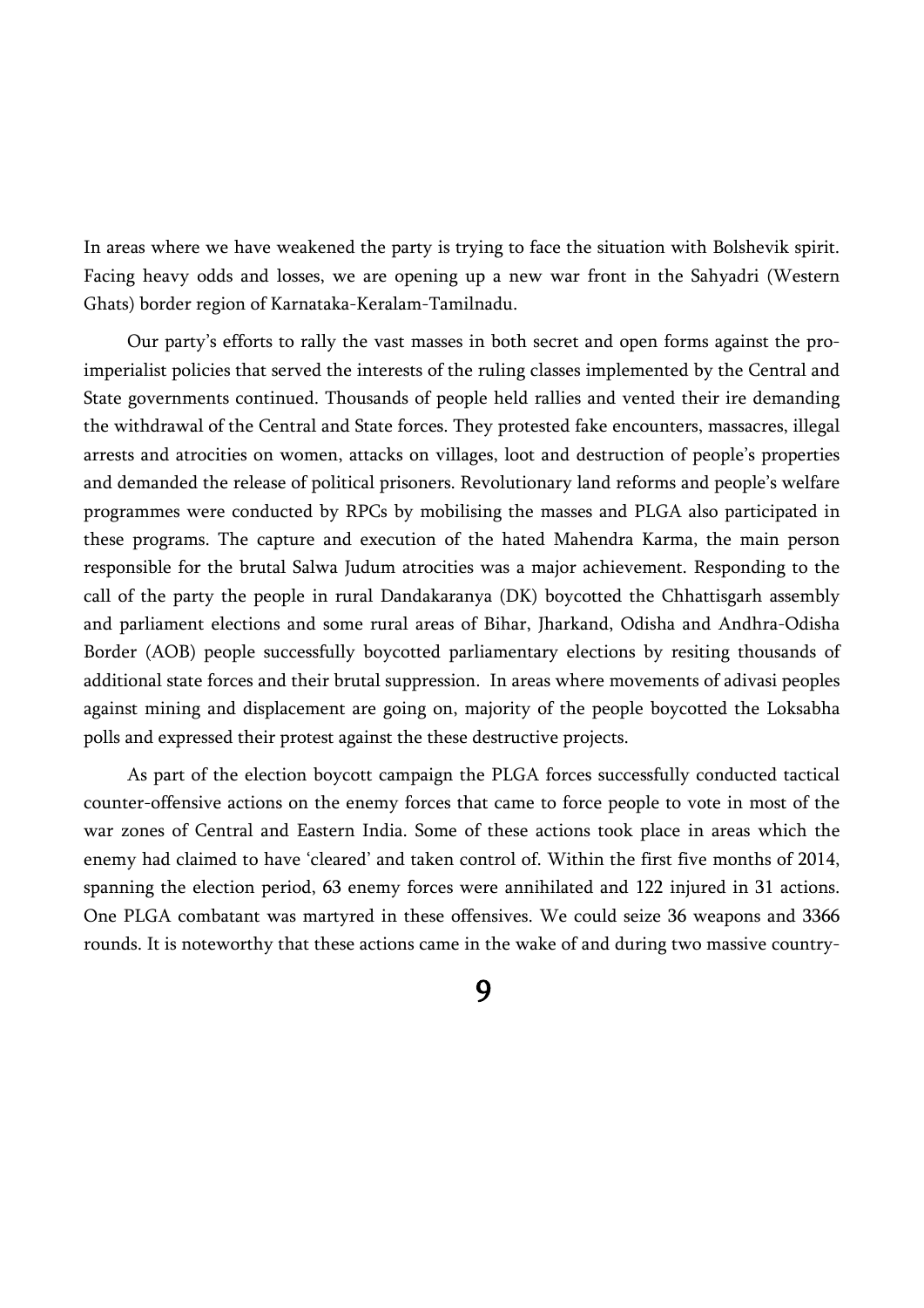In areas where we have weakened the party is trying to face the situation with Bolshevik spirit. Facing heavy odds and losses, we are opening up a new war front in the Sahyadri (Western Ghats) border region of Karnataka-Keralam-Tamilnadu.

Our party's efforts to rally the vast masses in both secret and open forms against the pro-imperialist policies that served the interests of the ruling classes implemented by the Central and State governments continued. Thousands of people held rallies and vented their ire demanding the withdrawal of the Central and State forces. They protested fake encounters, massacres, illegal arrests and atrocities on women, attacks on villages, loot and destruction of people's properties and demanded the release of political prisoners. Revolutionary land reforms and people's welfare programmes were conducted by RPCs by mobilising the masses and PLGA also participated in these programs. The capture and execution of the hated Mahendra Karma, the main person responsible for the brutal Salwa Judum atrocities was a major achievement. Responding to the call of the party the people in rural Dandakaranya (DK) boycotted the Chhattisgarh assembly and parliament elections and some rural areas of Bihar, Jharkand, Odisha and Andhra-Odisha Border (AOB) people successfully boycotted parliamentary elections by resiting thousands of additional state forces and their brutal suppression. In areas where movements of adivasi peoples against mining and displacement are going on, majority of the people boycotted the Loksabha polls and expressed their protest against the these destructive projects.

As part of the election boycott campaign the PLGA forces successfully conducted tactical counter-offensive actions on the enemy forces that came to force people to vote in most of the war zones of Central and Eastern India. Some of these actions took place in areas which the enemy had claimed to have 'cleared' and taken control of. Within the first five months of 2014, spanning the election period, 63 enemy forces were annihilated and 122 injured in 31 actions. One PLGA combatant was martyred in these offensives. We could seize 36 weapons and 3366 rounds. It is noteworthy that these actions came in the wake of and during two massive country-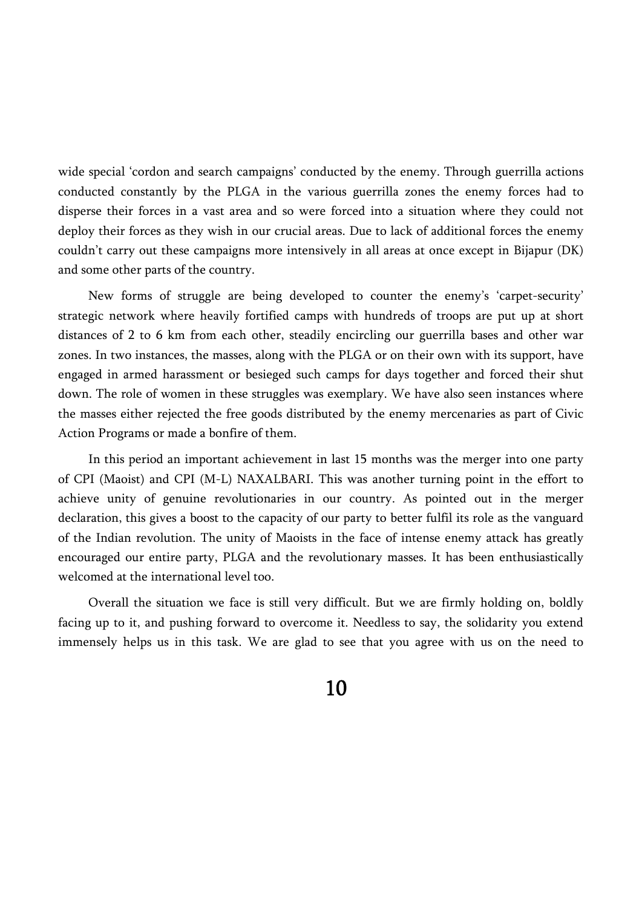wide special 'cordon and search campaigns' conducted by the enemy. Through guerrilla actions conducted constantly by the PLGA in the various guerrilla zones the enemy forces had to disperse their forces in a vast area and so were forced into a situation where they could not deploy their forces as they wish in our crucial areas. Due to lack of additional forces the enemy couldn't carry out these campaigns more intensively in all areas at once except in Bijapur (DK) and some other parts of the country.

New forms of struggle are being developed to counter the enemy's 'carpet-security' strategic network where heavily fortified camps with hundreds of troops are put up at short distances of 2 to 6 km from each other, steadily encircling our guerrilla bases and other war zones. In two instances, the masses, along with the PLGA or on their own with its support, have engaged in armed harassment or besieged such camps for days together and forced their shut down. The role of women in these struggles was exemplary. We have also seen instances where the masses either rejected the free goods distributed by the enemy mercenaries as part of Civic Action Programs or made a bonfire of them.

In this period an important achievement in last 15 months was the merger into one party of CPI (Maoist) and CPI (M-L) NAXALBARI. This was another turning point in the effort to achieve unity of genuine revolutionaries in our country. As pointed out in the merger declaration, this gives a boost to the capacity of our party to better fulfil its role as the vanguard of the Indian revolution. The unity of Maoists in the face of intense enemy attack has greatly encouraged our entire party, PLGA and the revolutionary masses. It has been enthusiastically welcomed at the international level too.

Overall the situation we face is still very difficult. But we are firmly holding on, boldly facing up to it, and pushing forward to overcome it. Needless to say, the solidarity you extend immensely helps us in this task. We are glad to see that you agree with us on the need to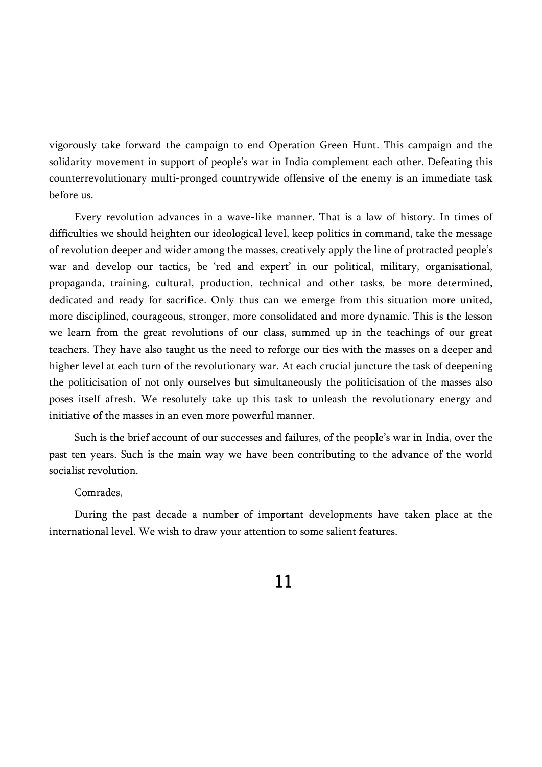vigorously take forward the campaign to end Operation Green Hunt. This campaign and the solidarity movement in support of people's war in India complement each other. Defeating this counterrevolutionary multi-pronged countrywide offensive of the enemy is an immediate task before us.

Every revolution advances in a wave-like manner. That is a law of history. In times of difficulties we should heighten our ideological level, keep politics in command, take the message of revolution deeper and wider among the masses, creatively apply the line of protracted people's war and develop our tactics, be 'red and expert' in our political, military, organisational, propaganda, training, cultural, production, technical and other tasks, be more determined, dedicated and ready for sacrifice. Only thus can we emerge from this situation more united, more disciplined, courageous, stronger, more consolidated and more dynamic. This is the lesson we learn from the great revolutions of our class, summed up in the teachings of our great teachers. They have also taught us the need to reforge our ties with the masses on a deeper and higher level at each turn of the revolutionary war. At each crucial juncture the task of deepening the politicisation of not only ourselves but simultaneously the politicisation of the masses also poses itself afresh. We resolutely take up this task to unleash the revolutionary energy and initiative of the masses in an even more powerful manner.

Such is the brief account of our successes and failures, of the people's war in India, over the past ten years. Such is the main way we have been contributing to the advance of the world socialist revolution.

Comrades,

During the past decade a number of important developments have taken place at the international level. We wish to draw your attention to some salient features.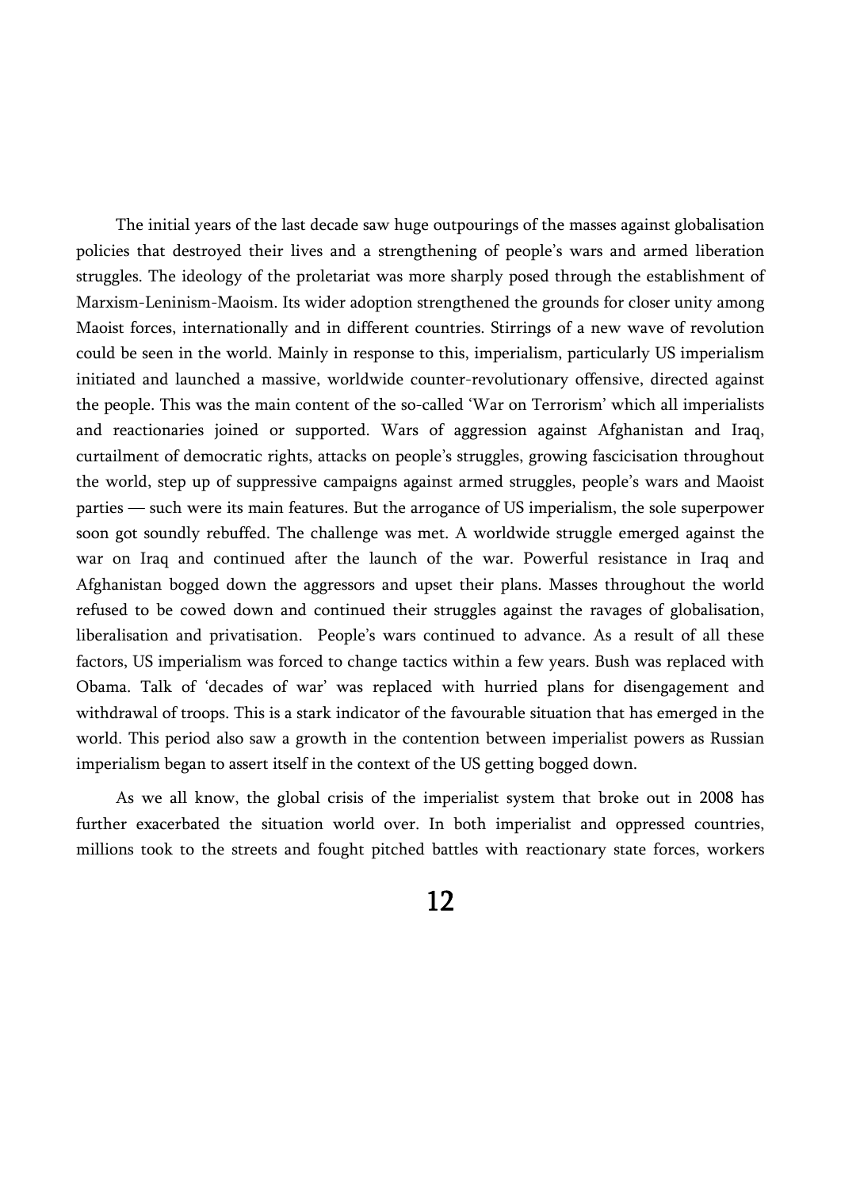The initial years of the last decade saw huge outpourings of the masses against globalisation policies that destroyed their lives and a strengthening of people's wars and armed liberation struggles. The ideology of the proletariat was more sharply posed through the establishment of Marxism-Leninism-Maoism. Its wider adoption strengthened the grounds for closer unity among Maoist forces, internationally and in different countries. Stirrings of a new wave of revolution could be seen in the world. Mainly in response to this, imperialism, particularly US imperialism initiated and launched a massive, worldwide counter-revolutionary offensive, directed against the people. This was the main content of the so-called 'War on Terrorism' which all imperialists and reactionaries joined or supported. Wars of aggression against Afghanistan and Iraq, curtailment of democratic rights, attacks on people's struggles, growing fascicisation throughout the world, step up of suppressive campaigns against armed struggles, people's wars and Maoist parties — such were its main features. But the arrogance of US imperialism, the sole superpower soon got soundly rebuffed. The challenge was met. A worldwide struggle emerged against the war on Iraq and continued after the launch of the war. Powerful resistance in Iraq and Afghanistan bogged down the aggressors and upset their plans. Masses throughout the world refused to be cowed down and continued their struggles against the ravages of globalisation, liberalisation and privatisation. People's wars continued to advance. As a result of all these factors, US imperialism was forced to change tactics within a few years. Bush was replaced with Obama. Talk of 'decades of war' was replaced with hurried plans for disengagement and withdrawal of troops. This is a stark indicator of the favourable situation that has emerged in the world. This period also saw a growth in the contention between imperialist powers as Russian imperialism began to assert itself in the context of the US getting bogged down.

As we all know, the global crisis of the imperialist system that broke out in 2008 has further exacerbated the situation world over. In both imperialist and oppressed countries, millions took to the streets and fought pitched battles with reactionary state forces, workers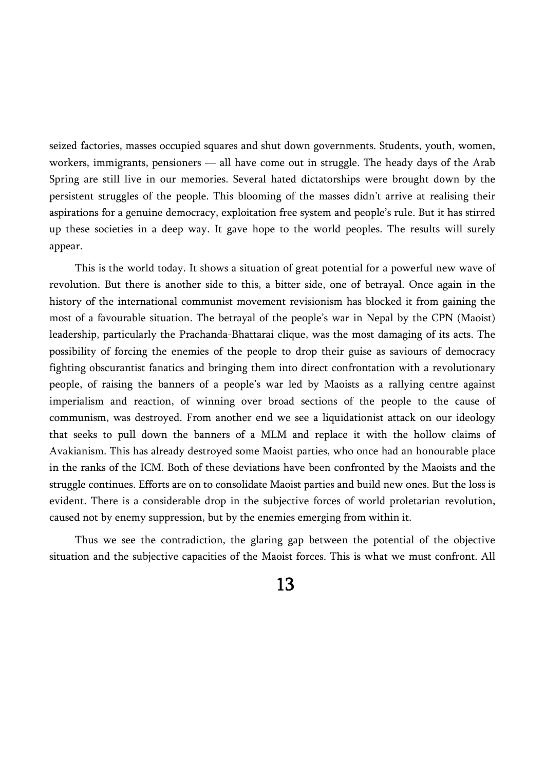seized factories, masses occupied squares and shut down governments. Students, youth, women, workers, immigrants, pensioners — all have come out in struggle. The heady days of the Arab Spring are still live in our memories. Several hated dictatorships were brought down by the persistent struggles of the people. This blooming of the masses didn't arrive at realising their aspirations for a genuine democracy, exploitation free system and people's rule. But it has stirred up these societies in a deep way. It gave hope to the world peoples. The results will surely appear.

This is the world today. It shows a situation of great potential for a powerful new wave of revolution. But there is another side to this, a bitter side, one of betrayal. Once again in the history of the international communist movement revisionism has blocked it from gaining the most of a favourable situation. The betrayal of the people's war in Nepal by the CPN (Maoist) leadership, particularly the Prachanda-Bhattarai clique, was the most damaging of its acts. The possibility of forcing the enemies of the people to drop their guise as saviours of democracy fighting obscurantist fanatics and bringing them into direct confrontation with a revolutionary people, of raising the banners of a people's war led by Maoists as a rallying centre against imperialism and reaction, of winning over broad sections of the people to the cause of communism, was destroyed. From another end we see a liquidationist attack on our ideology that seeks to pull down the banners of a MLM and replace it with the hollow claims of Avakianism. This has already destroyed some Maoist parties, who once had an honourable place in the ranks of the ICM. Both of these deviations have been confronted by the Maoists and the struggle continues. Efforts are on to consolidate Maoist parties and build new ones. But the loss is evident. There is a considerable drop in the subjective forces of world proletarian revolution, caused not by enemy suppression, but by the enemies emerging from within it.

Thus we see the contradiction, the glaring gap between the potential of the objective situation and the subjective capacities of the Maoist forces. This is what we must confront. All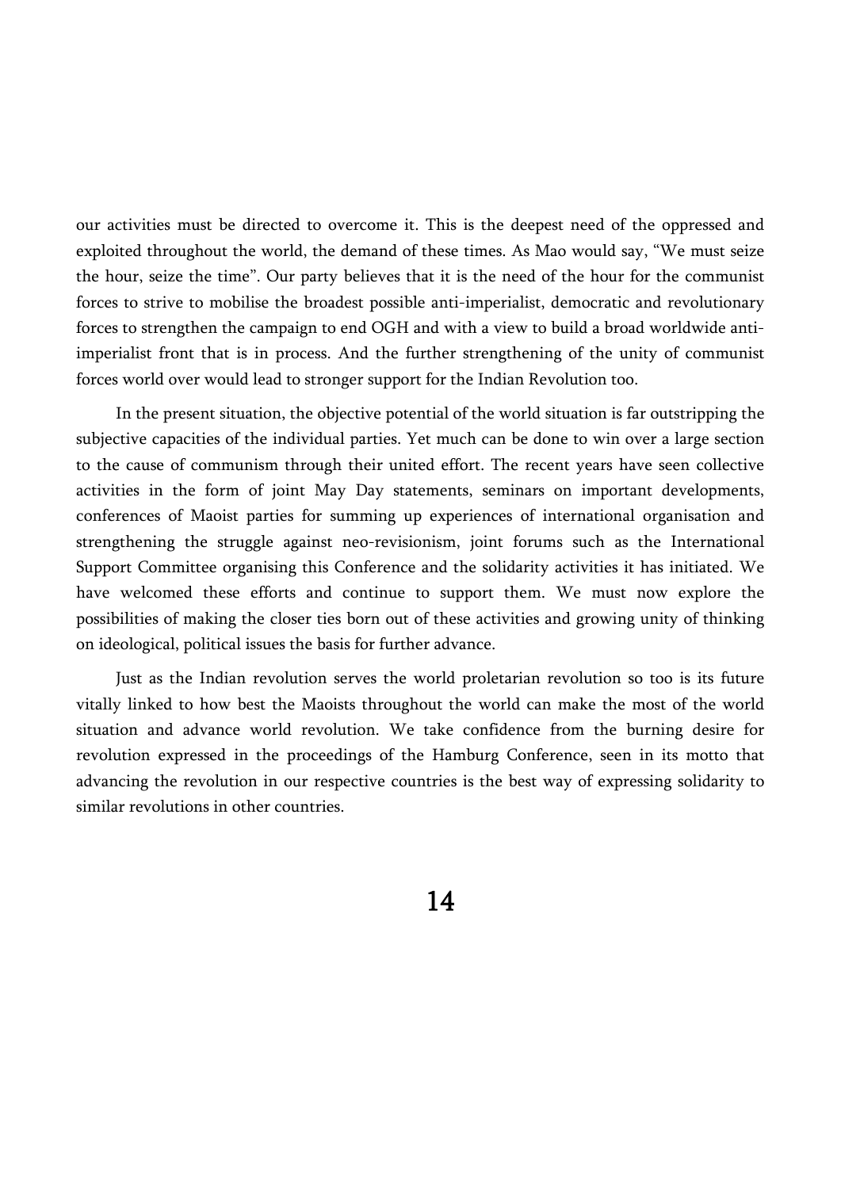our activities must be directed to overcome it. This is the deepest need of the oppressed and exploited throughout the world, the demand of these times. As Mao would say, "We must seize the hour, seize the time". Our party believes that it is the need of the hour for the communist forces to strive to mobilise the broadest possible anti-imperialist, democratic and revolutionary forces to strengthen the campaign to end OGH and with a view to build a broad worldwide anti-imperialist front that is in process. And the further strengthening of the unity of communist forces world over would lead to stronger support for the Indian Revolution too.

In the present situation, the objective potential of the world situation is far outstripping the subjective capacities of the individual parties. Yet much can be done to win over a large section to the cause of communism through their united effort. The recent years have seen collective activities in the form of joint May Day statements, seminars on important developments, conferences of Maoist parties for summing up experiences of international organisation and strengthening the struggle against neo-revisionism, joint forums such as the International Support Committee organising this Conference and the solidarity activities it has initiated. We have welcomed these efforts and continue to support them. We must now explore the possibilities of making the closer ties born out of these activities and growing unity of thinking on ideological, political issues the basis for further advance.

Just as the Indian revolution serves the world proletarian revolution so too is its future vitally linked to how best the Maoists throughout the world can make the most of the world situation and advance world revolution. We take confidence from the burning desire for revolution expressed in the proceedings of the Hamburg Conference, seen in its motto that advancing the revolution in our respective countries is the best way of expressing solidarity to similar revolutions in other countries.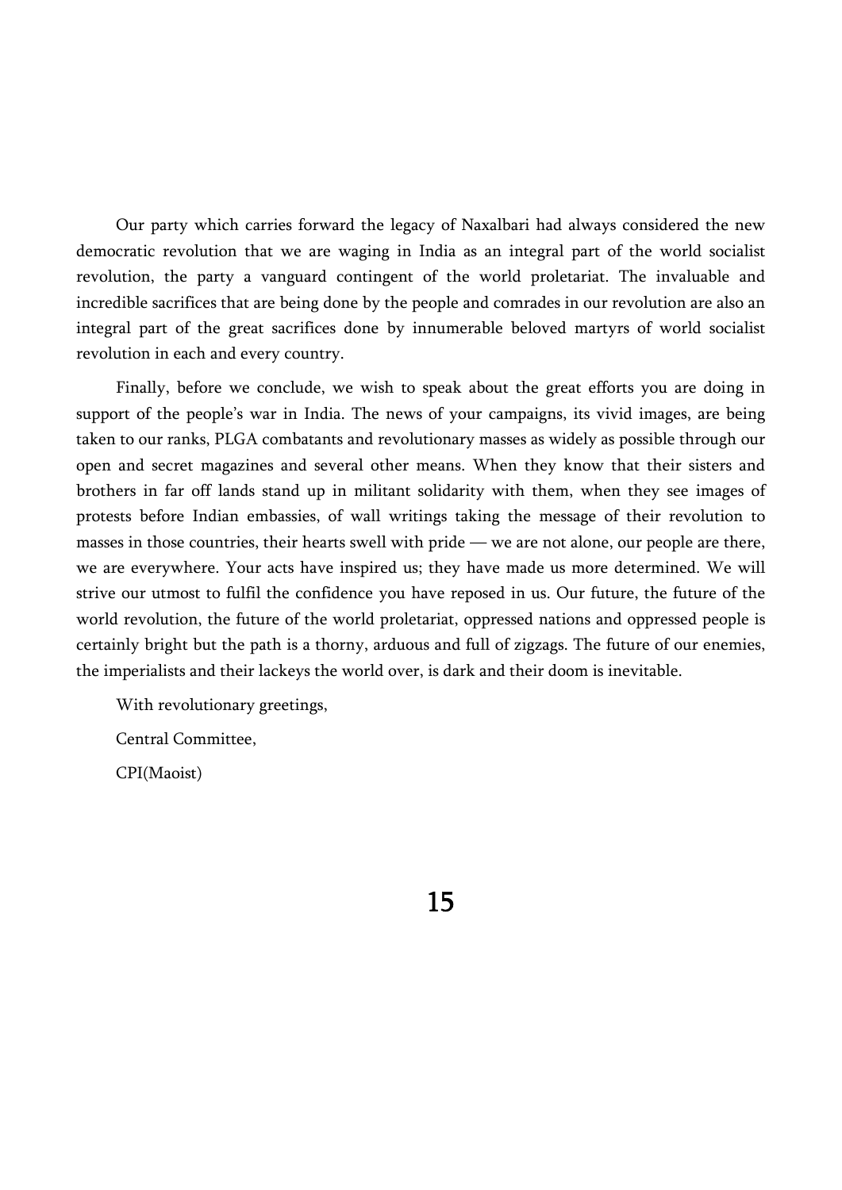Our party which carries forward the legacy of Naxalbari had always considered the new democratic revolution that we are waging in India as an integral part of the world socialist revolution, the party a vanguard contingent of the world proletariat. The invaluable and incredible sacrifices that are being done by the people and comrades in our revolution are also an integral part of the great sacrifices done by innumerable beloved martyrs of world socialist revolution in each and every country.

Finally, before we conclude, we wish to speak about the great efforts you are doing in support of the people's war in India. The news of your campaigns, its vivid images, are being taken to our ranks, PLGA combatants and revolutionary masses as widely as possible through our open and secret magazines and several other means. When they know that their sisters and brothers in far off lands stand up in militant solidarity with them, when they see images of protests before Indian embassies, of wall writings taking the message of their revolution to masses in those countries, their hearts swell with pride — we are not alone, our people are there, we are everywhere. Your acts have inspired us; they have made us more determined. We will strive our utmost to fulfil the confidence you have reposed in us. Our future, the future of the world revolution, the future of the world proletariat, oppressed nations and oppressed people is certainly bright but the path is a thorny, arduous and full of zigzags. The future of our enemies, the imperialists and their lackeys the world over, is dark and their doom is inevitable.

With revolutionary greetings,

Central Committee,

CPI(Maoist)